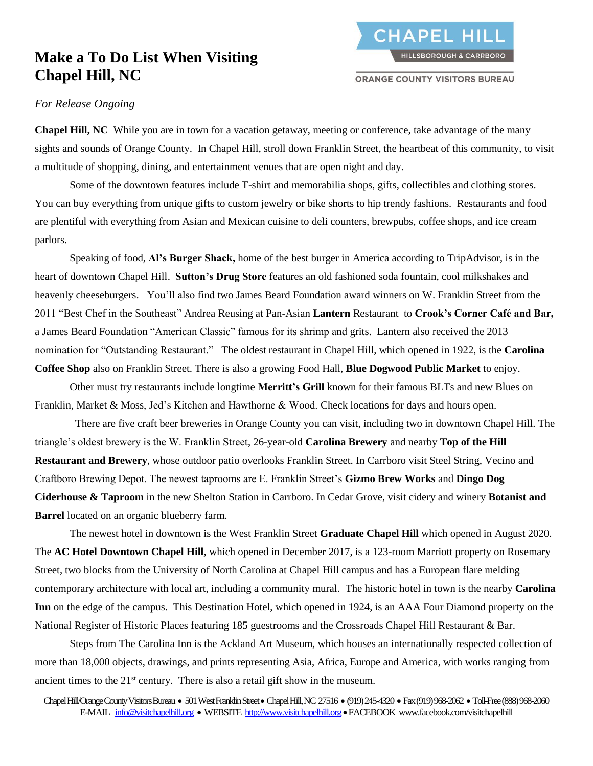# Make a To Do List When Visiting Chapel Hill, NC

CHAPEL HILL
HILLSBOROUGH & CARRBORO
ORANGE COUNTY VISITORS BUREAU

*For Release Ongoing*

**Chapel Hill, NC** While you are in town for a vacation getaway, meeting or conference, take advantage of the many sights and sounds of Orange County. In Chapel Hill, stroll down Franklin Street, the heartbeat of this community, to visit a multitude of shopping, dining, and entertainment venues that are open night and day.

Some of the downtown features include T-shirt and memorabilia shops, gifts, collectibles and clothing stores. You can buy everything from unique gifts to custom jewelry or bike shorts to hip trendy fashions. Restaurants and food are plentiful with everything from Asian and Mexican cuisine to deli counters, brewpubs, coffee shops, and ice cream parlors.

Speaking of food, **Al's Burger Shack,** home of the best burger in America according to TripAdvisor, is in the heart of downtown Chapel Hill. **Sutton's Drug Store** features an old fashioned soda fountain, cool milkshakes and heavenly cheeseburgers. You'll also find two James Beard Foundation award winners on W. Franklin Street from the 2011 "Best Chef in the Southeast" Andrea Reusing at Pan-Asian **Lantern** Restaurant to **Crook's Corner Café and Bar,** a James Beard Foundation "American Classic" famous for its shrimp and grits. Lantern also received the 2013 nomination for "Outstanding Restaurant." The oldest restaurant in Chapel Hill, which opened in 1922, is the **Carolina Coffee Shop** also on Franklin Street. There is also a growing Food Hall, **Blue Dogwood Public Market** to enjoy.

Other must try restaurants include longtime **Merritt's Grill** known for their famous BLTs and new Blues on Franklin, Market & Moss, Jed's Kitchen and Hawthorne & Wood. Check locations for days and hours open.

There are five craft beer breweries in Orange County you can visit, including two in downtown Chapel Hill. The triangle's oldest brewery is the W. Franklin Street, 26-year-old **Carolina Brewery** and nearby **Top of the Hill Restaurant and Brewery**, whose outdoor patio overlooks Franklin Street. In Carrboro visit Steel String, Vecino and Craftboro Brewing Depot. The newest taprooms are E. Franklin Street's **Gizmo Brew Works** and **Dingo Dog Ciderhouse & Taproom** in the new Shelton Station in Carrboro. In Cedar Grove, visit cidery and winery **Botanist and Barrel** located on an organic blueberry farm.

The newest hotel in downtown is the West Franklin Street **Graduate Chapel Hill** which opened in August 2020. The **AC Hotel Downtown Chapel Hill,** which opened in December 2017, is a 123-room Marriott property on Rosemary Street, two blocks from the University of North Carolina at Chapel Hill campus and has a European flare melding contemporary architecture with local art, including a community mural. The historic hotel in town is the nearby **Carolina Inn** on the edge of the campus. This Destination Hotel, which opened in 1924, is an AAA Four Diamond property on the National Register of Historic Places featuring 185 guestrooms and the Crossroads Chapel Hill Restaurant & Bar.

Steps from The Carolina Inn is the Ackland Art Museum, which houses an internationally respected collection of more than 18,000 objects, drawings, and prints representing Asia, Africa, Europe and America, with works ranging from ancient times to the 21st century. There is also a retail gift show in the museum.

Chapel Hill/Orange County Visitors Bureau • 501 West Franklin Street • Chapel Hill, NC 27516 • (919) 245-4320 • Fax (919) 968-2062 • Toll-Free (888) 968-2060
E-MAIL info@visitchapelhill.org • WEBSITE http://www.visitchapelhill.org • FACEBOOK www.facebook.com/visitchapelhill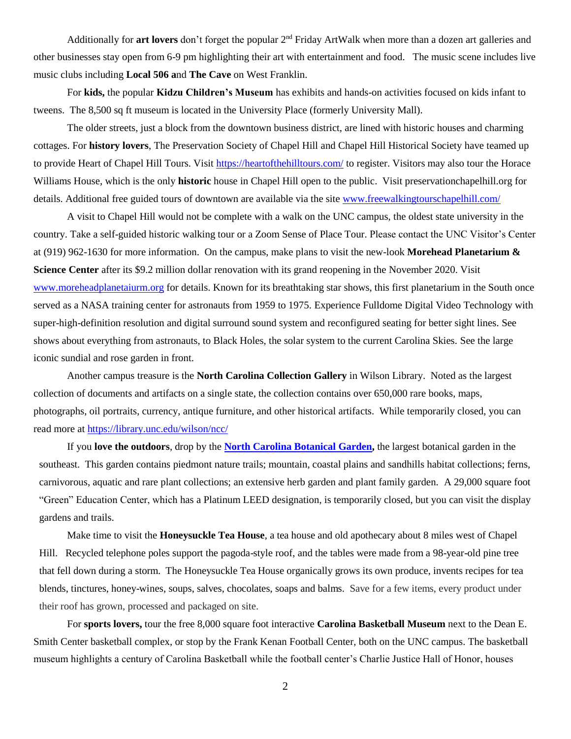Additionally for **art lovers** don't forget the popular 2nd Friday ArtWalk when more than a dozen art galleries and other businesses stay open from 6-9 pm highlighting their art with entertainment and food. The music scene includes live music clubs including **Local 506 a**nd **The Cave** on West Franklin.

For **kids,** the popular **Kidzu Children's Museum** has exhibits and hands-on activities focused on kids infant to tweens. The 8,500 sq ft museum is located in the University Place (formerly University Mall).

The older streets, just a block from the downtown business district, are lined with historic houses and charming cottages. For **history lovers**, The Preservation Society of Chapel Hill and Chapel Hill Historical Society have teamed up to provide Heart of Chapel Hill Tours. Visit https://heartofthehilltours.com/ to register. Visitors may also tour the Horace Williams House, which is the only **historic** house in Chapel Hill open to the public. Visit preservationchapelhill.org for details. Additional free guided tours of downtown are available via the site www.freewalkingtourschapelhill.com/

A visit to Chapel Hill would not be complete with a walk on the UNC campus, the oldest state university in the country. Take a self-guided historic walking tour or a Zoom Sense of Place Tour. Please contact the UNC Visitor's Center at (919) 962-1630 for more information. On the campus, make plans to visit the new-look **Morehead Planetarium & Science Center** after its $9.2 million dollar renovation with its grand reopening in the November 2020. Visit www.moreheadplanetaiurm.org for details. Known for its breathtaking star shows, this first planetarium in the South once served as a NASA training center for astronauts from 1959 to 1975. Experience Fulldome Digital Video Technology with super-high-definition resolution and digital surround sound system and reconfigured seating for better sight lines. See shows about everything from astronauts, to Black Holes, the solar system to the current Carolina Skies. See the large iconic sundial and rose garden in front.

Another campus treasure is the **North Carolina Collection Gallery** in Wilson Library. Noted as the largest collection of documents and artifacts on a single state, the collection contains over 650,000 rare books, maps, photographs, oil portraits, currency, antique furniture, and other historical artifacts. While temporarily closed, you can read more at https://library.unc.edu/wilson/ncc/

If you **love the outdoors**, drop by the **North Carolina Botanical Garden,** the largest botanical garden in the southeast. This garden contains piedmont nature trails; mountain, coastal plains and sandhills habitat collections; ferns, carnivorous, aquatic and rare plant collections; an extensive herb garden and plant family garden. A 29,000 square foot "Green" Education Center, which has a Platinum LEED designation, is temporarily closed, but you can visit the display gardens and trails.

Make time to visit the **Honeysuckle Tea House**, a tea house and old apothecary about 8 miles west of Chapel Hill. Recycled telephone poles support the pagoda-style roof, and the tables were made from a 98-year-old pine tree that fell down during a storm. The Honeysuckle Tea House organically grows its own produce, invents recipes for tea blends, tinctures, honey-wines, soups, salves, chocolates, soaps and balms. Save for a few items, every product under their roof has grown, processed and packaged on site.

For **sports lovers,** tour the free 8,000 square foot interactive **Carolina Basketball Museum** next to the Dean E. Smith Center basketball complex, or stop by the Frank Kenan Football Center, both on the UNC campus. The basketball museum highlights a century of Carolina Basketball while the football center's Charlie Justice Hall of Honor, houses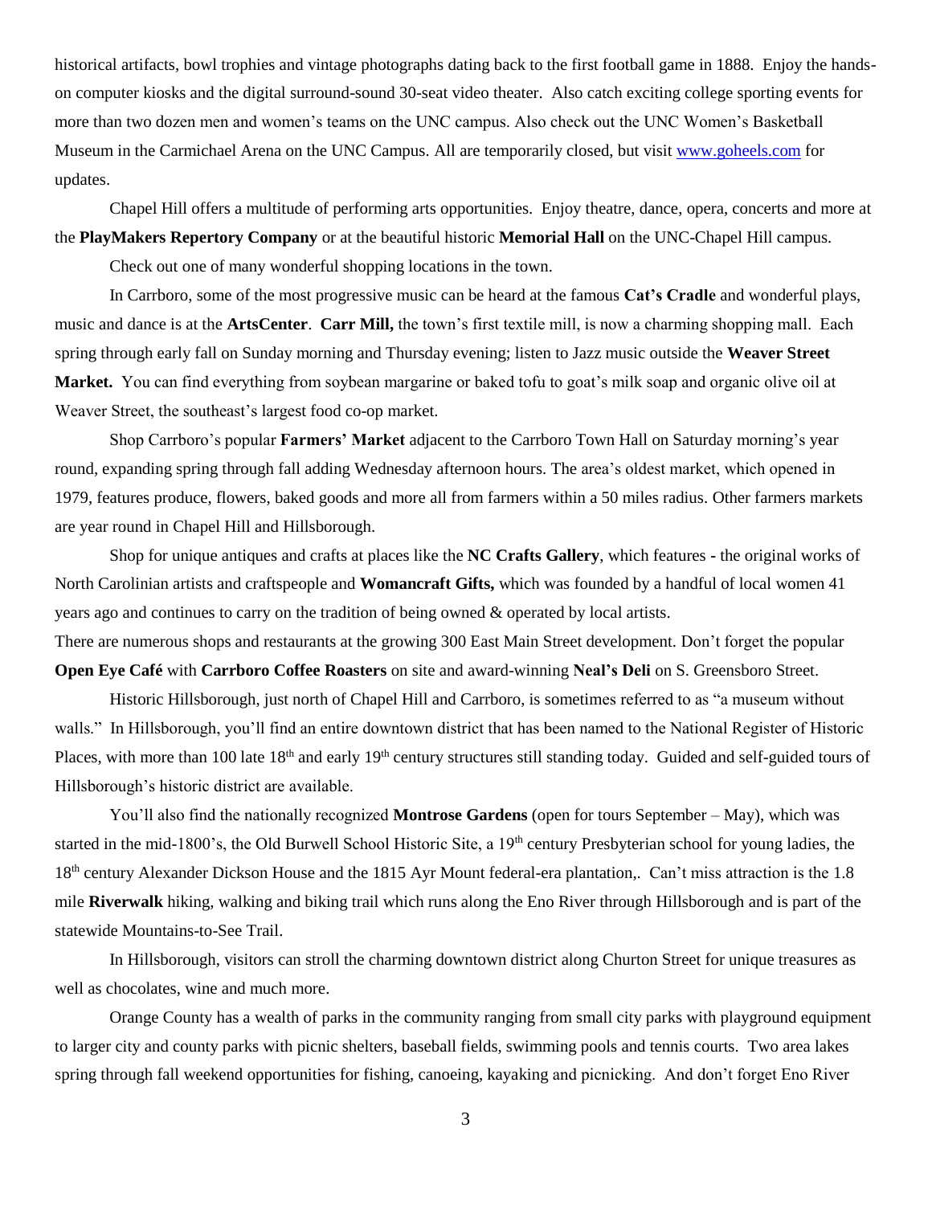historical artifacts, bowl trophies and vintage photographs dating back to the first football game in 1888. Enjoy the hands-on computer kiosks and the digital surround-sound 30-seat video theater. Also catch exciting college sporting events for more than two dozen men and women's teams on the UNC campus. Also check out the UNC Women's Basketball Museum in the Carmichael Arena on the UNC Campus. All are temporarily closed, but visit [www.goheels.com](http://www.goheels.com) for updates.

Chapel Hill offers a multitude of performing arts opportunities. Enjoy theatre, dance, opera, concerts and more at the **PlayMakers Repertory Company** or at the beautiful historic **Memorial Hall** on the UNC-Chapel Hill campus.

Check out one of many wonderful shopping locations in the town.

In Carrboro, some of the most progressive music can be heard at the famous **Cat's Cradle** and wonderful plays, music and dance is at the **ArtsCenter**. **Carr Mill,** the town's first textile mill, is now a charming shopping mall. Each spring through early fall on Sunday morning and Thursday evening; listen to Jazz music outside the **Weaver Street Market.** You can find everything from soybean margarine or baked tofu to goat's milk soap and organic olive oil at Weaver Street, the southeast's largest food co-op market.

Shop Carrboro's popular **Farmers' Market** adjacent to the Carrboro Town Hall on Saturday morning's year round, expanding spring through fall adding Wednesday afternoon hours. The area's oldest market, which opened in 1979, features produce, flowers, baked goods and more all from farmers within a 50 miles radius. Other farmers markets are year round in Chapel Hill and Hillsborough.

Shop for unique antiques and crafts at places like the **NC Crafts Gallery**, which features **-** the original works of North Carolinian artists and craftspeople and **Womancraft Gifts,** which was founded by a handful of local women 41 years ago and continues to carry on the tradition of being owned & operated by local artists.

There are numerous shops and restaurants at the growing 300 East Main Street development. Don't forget the popular **Open Eye Café** with **Carrboro Coffee Roasters** on site and award-winning **Neal's Deli** on S. Greensboro Street.

Historic Hillsborough, just north of Chapel Hill and Carrboro, is sometimes referred to as "a museum without walls." In Hillsborough, you'll find an entire downtown district that has been named to the National Register of Historic Places, with more than 100 late 18th and early 19th century structures still standing today. Guided and self-guided tours of Hillsborough's historic district are available.

You'll also find the nationally recognized **Montrose Gardens** (open for tours September – May), which was started in the mid-1800's, the Old Burwell School Historic Site, a 19th century Presbyterian school for young ladies, the 18th century Alexander Dickson House and the 1815 Ayr Mount federal-era plantation,. Can't miss attraction is the 1.8 mile **Riverwalk** hiking, walking and biking trail which runs along the Eno River through Hillsborough and is part of the statewide Mountains-to-See Trail.

In Hillsborough, visitors can stroll the charming downtown district along Churton Street for unique treasures as well as chocolates, wine and much more.

Orange County has a wealth of parks in the community ranging from small city parks with playground equipment to larger city and county parks with picnic shelters, baseball fields, swimming pools and tennis courts. Two area lakes spring through fall weekend opportunities for fishing, canoeing, kayaking and picnicking. And don't forget Eno River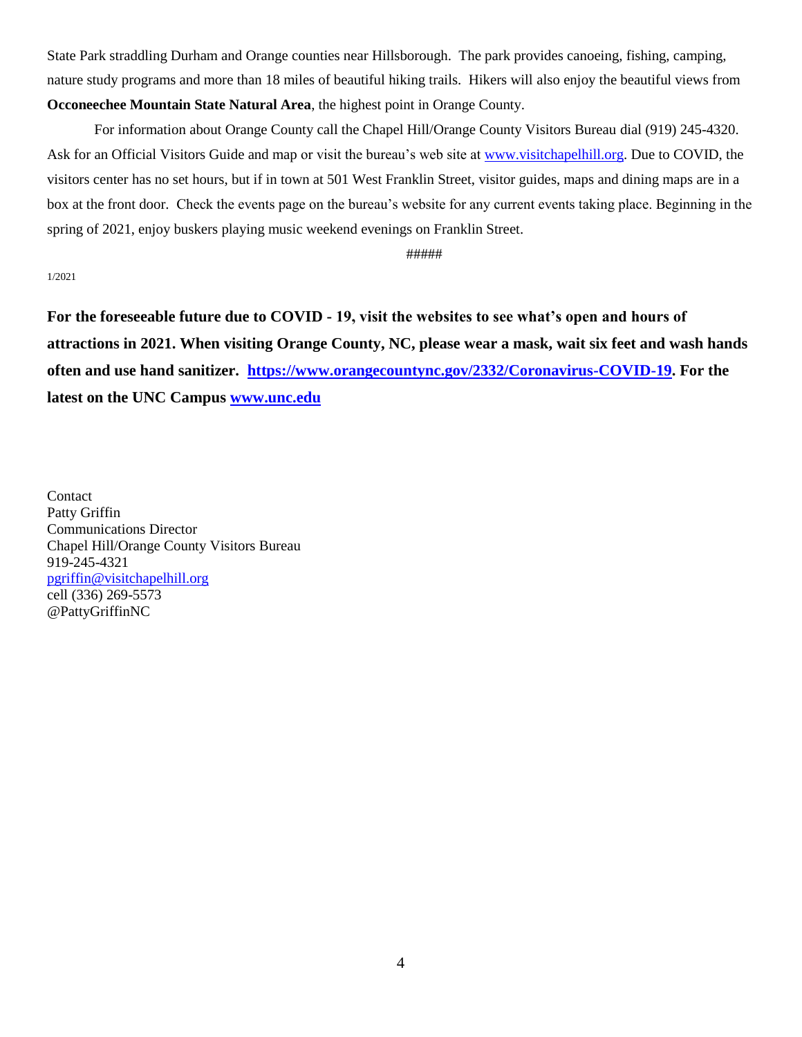State Park straddling Durham and Orange counties near Hillsborough. The park provides canoeing, fishing, camping, nature study programs and more than 18 miles of beautiful hiking trails. Hikers will also enjoy the beautiful views from **Occoneechee Mountain State Natural Area**, the highest point in Orange County.

For information about Orange County call the Chapel Hill/Orange County Visitors Bureau dial (919) 245-4320. Ask for an Official Visitors Guide and map or visit the bureau's web site at [www.visitchapelhill.org](http://www.visitchapelhill.org). Due to COVID, the visitors center has no set hours, but if in town at 501 West Franklin Street, visitor guides, maps and dining maps are in a box at the front door. Check the events page on the bureau's website for any current events taking place. Beginning in the spring of 2021, enjoy buskers playing music weekend evenings on Franklin Street.

#####

1/2021

**For the foreseeable future due to COVID - 19, visit the websites to see what's open and hours of attractions in 2021. When visiting Orange County, NC, please wear a mask, wait six feet and wash hands often and use hand sanitizer. [https://www.orangecountync.gov/2332/Coronavirus-COVID-19](https://www.orangecountync.gov/2332/Coronavirus-COVID-19). For the latest on the UNC Campus [www.unc.edu](http://www.unc.edu)**

Contact
Patty Griffin
Communications Director
Chapel Hill/Orange County Visitors Bureau
919-245-4321
[pgriffin@visitchapelhill.org](mailto:pgriffin@visitchapelhill.org)
cell (336) 269-5573
@PattyGriffinNC